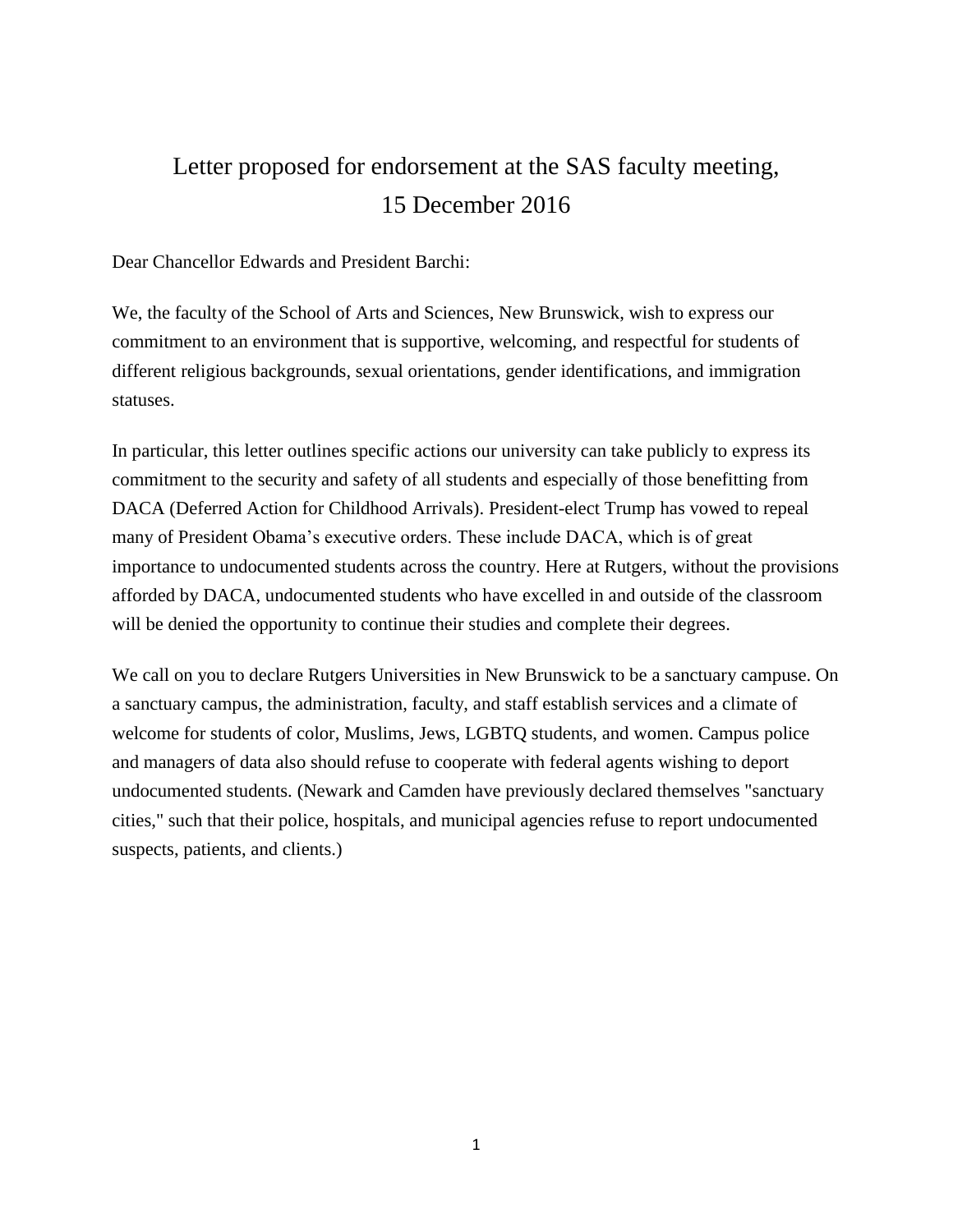# Letter proposed for endorsement at the SAS faculty meeting, 15 December 2016

Dear Chancellor Edwards and President Barchi:

We, the faculty of the School of Arts and Sciences, New Brunswick, wish to express our commitment to an environment that is supportive, welcoming, and respectful for students of different religious backgrounds, sexual orientations, gender identifications, and immigration statuses.

In particular, this letter outlines specific actions our university can take publicly to express its commitment to the security and safety of all students and especially of those benefitting from DACA (Deferred Action for Childhood Arrivals). President-elect Trump has vowed to repeal many of President Obama's executive orders. These include DACA, which is of great importance to undocumented students across the country. Here at Rutgers, without the provisions afforded by DACA, undocumented students who have excelled in and outside of the classroom will be denied the opportunity to continue their studies and complete their degrees.

We call on you to declare Rutgers Universities in New Brunswick to be a sanctuary campuse. On a sanctuary campus, the administration, faculty, and staff establish services and a climate of welcome for students of color, Muslims, Jews, LGBTQ students, and women. Campus police and managers of data also should refuse to cooperate with federal agents wishing to deport undocumented students. (Newark and Camden have previously declared themselves "sanctuary cities," such that their police, hospitals, and municipal agencies refuse to report undocumented suspects, patients, and clients.)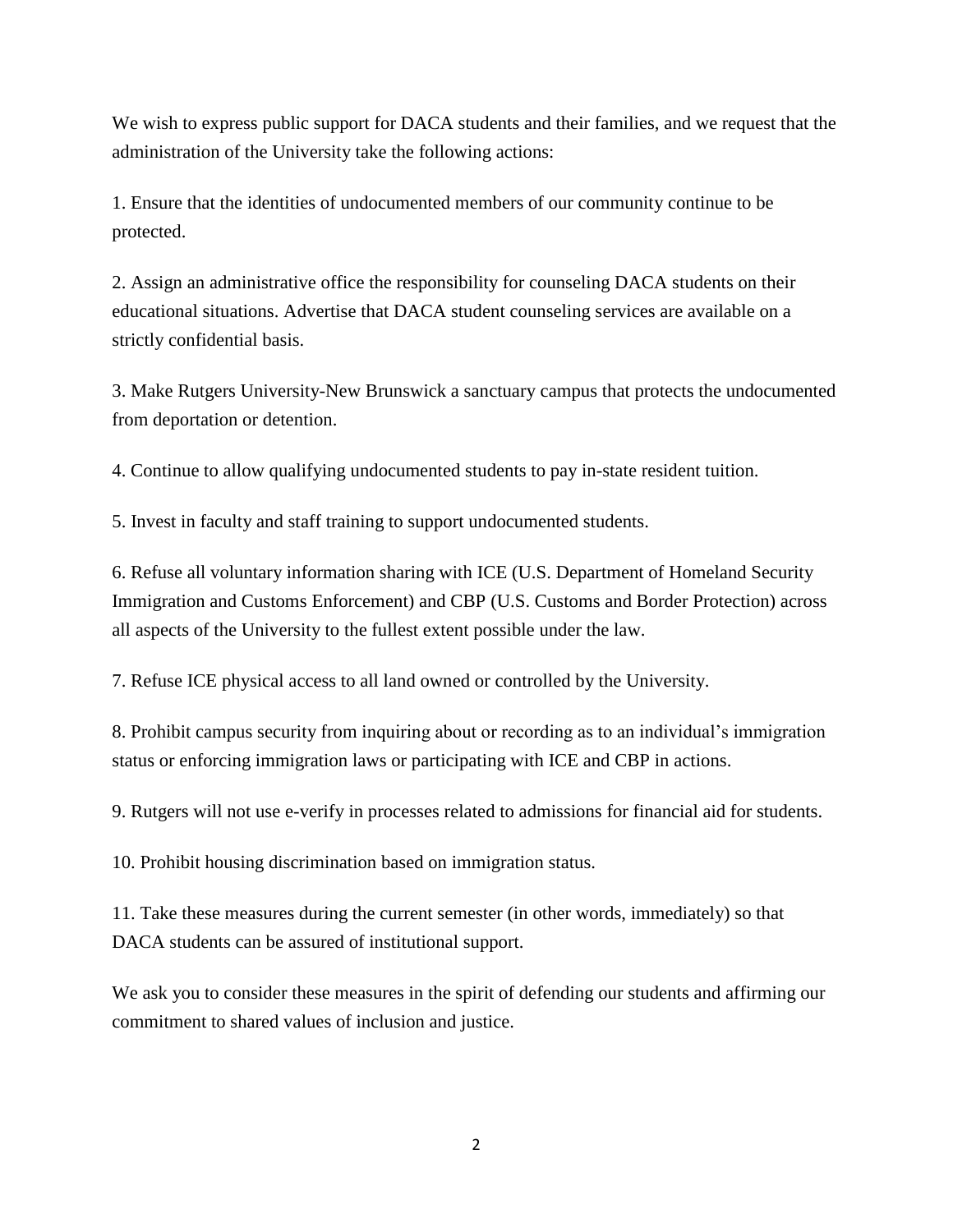We wish to express public support for DACA students and their families, and we request that the administration of the University take the following actions:

1. Ensure that the identities of undocumented members of our community continue to be protected.

2. Assign an administrative office the responsibility for counseling DACA students on their educational situations. Advertise that DACA student counseling services are available on a strictly confidential basis.

3. Make Rutgers University-New Brunswick a sanctuary campus that protects the undocumented from deportation or detention.

4. Continue to allow qualifying undocumented students to pay in-state resident tuition.

5. Invest in faculty and staff training to support undocumented students.

6. Refuse all voluntary information sharing with ICE (U.S. Department of Homeland Security Immigration and Customs Enforcement) and CBP (U.S. Customs and Border Protection) across all aspects of the University to the fullest extent possible under the law.

7. Refuse ICE physical access to all land owned or controlled by the University.

8. Prohibit campus security from inquiring about or recording as to an individual's immigration status or enforcing immigration laws or participating with ICE and CBP in actions.

9. Rutgers will not use e-verify in processes related to admissions for financial aid for students.

10. Prohibit housing discrimination based on immigration status.

11. Take these measures during the current semester (in other words, immediately) so that DACA students can be assured of institutional support.

We ask you to consider these measures in the spirit of defending our students and affirming our commitment to shared values of inclusion and justice.